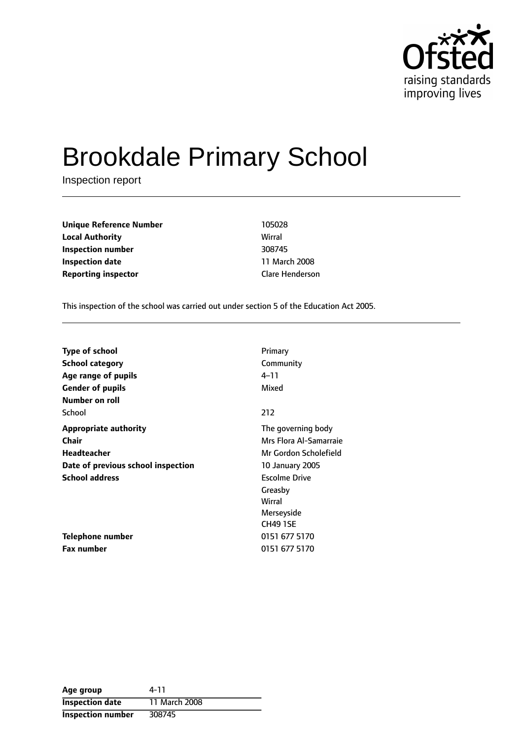# Brookdale Primary School

Inspection report

| | |
|---|---|
| **Unique Reference Number** | 105028 |
| **Local Authority** | Wirral |
| **Inspection number** | 308745 |
| **Inspection date** | 11 March 2008 |
| **Reporting inspector** | Clare Henderson |

This inspection of the school was carried out under section 5 of the Education Act 2005.

| | |
|---|---|
| **Type of school** | Primary |
| **School category** | Community |
| **Age range of pupils** | 4–11 |
| **Gender of pupils** | Mixed |
| **Number on roll** | |
| School | 212 |
| **Appropriate authority** | The governing body |
| **Chair** | Mrs Flora Al-Samarraie |
| **Headteacher** | Mr Gordon Scholefield |
| **Date of previous school inspection** | 10 January 2005 |
| **School address** | Escolme Drive<br>Greasby<br>Wirral<br>Merseyside<br>CH49 1SE |
| **Telephone number** | 0151 677 5170 |
| **Fax number** | 0151 677 5170 |

| | |
|---|---|
| **Age group** | 4-11 |
| **Inspection date** | 11 March 2008 |
| **Inspection number** | 308745 |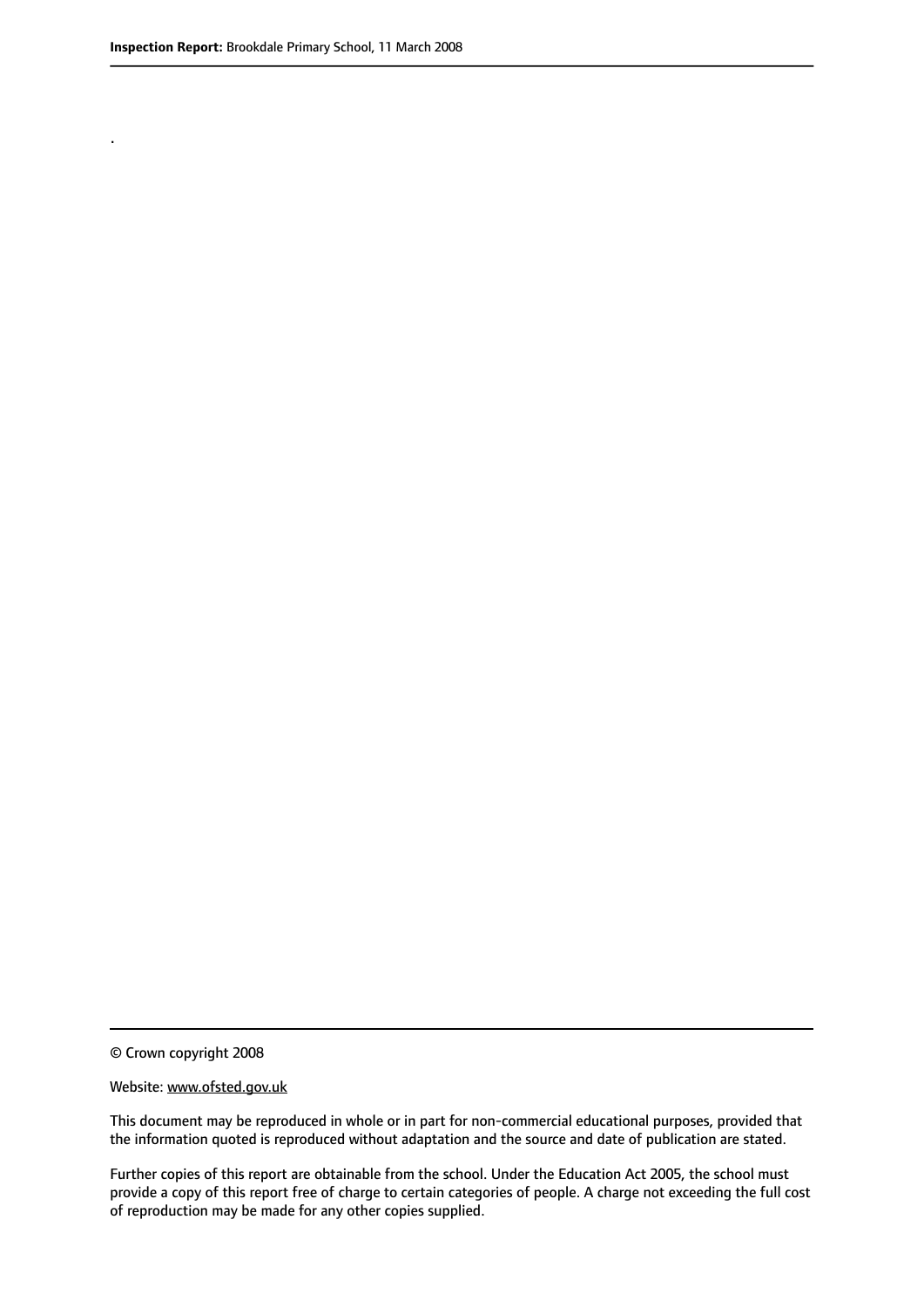.

© Crown copyright 2008

Website: www.ofsted.gov.uk

This document may be reproduced in whole or in part for non-commercial educational purposes, provided that the information quoted is reproduced without adaptation and the source and date of publication are stated.

Further copies of this report are obtainable from the school. Under the Education Act 2005, the school must provide a copy of this report free of charge to certain categories of people. A charge not exceeding the full cost of reproduction may be made for any other copies supplied.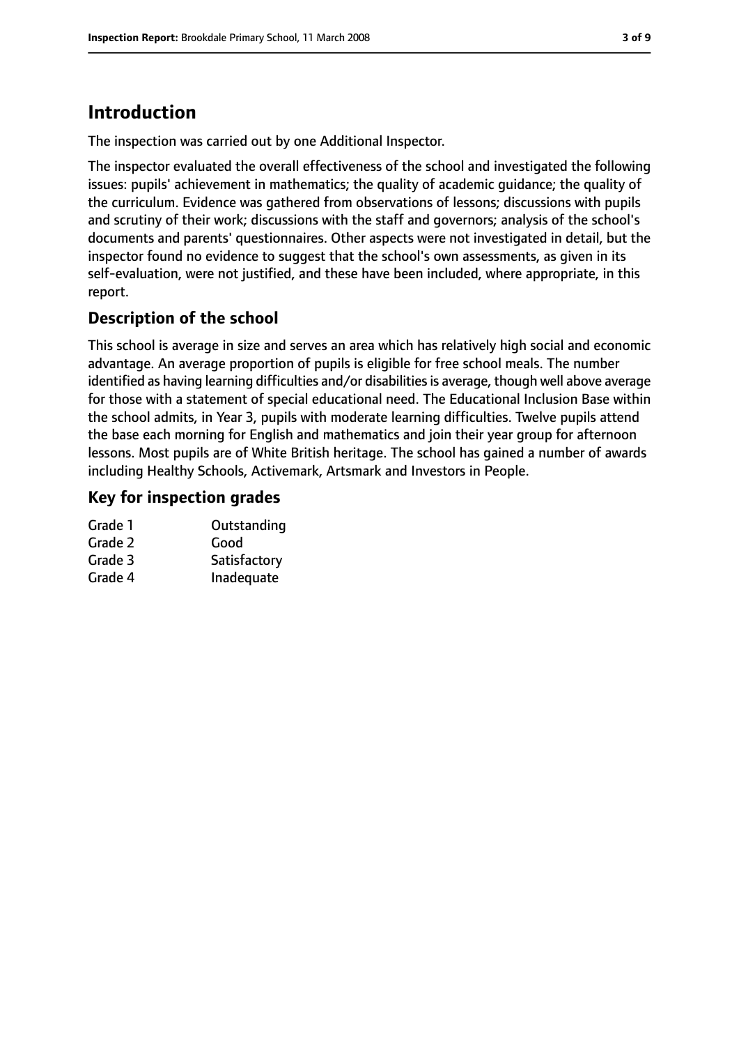# Introduction

The inspection was carried out by one Additional Inspector.

The inspector evaluated the overall effectiveness of the school and investigated the following issues: pupils' achievement in mathematics; the quality of academic guidance; the quality of the curriculum. Evidence was gathered from observations of lessons; discussions with pupils and scrutiny of their work; discussions with the staff and governors; analysis of the school's documents and parents' questionnaires. Other aspects were not investigated in detail, but the inspector found no evidence to suggest that the school's own assessments, as given in its self-evaluation, were not justified, and these have been included, where appropriate, in this report.

## Description of the school

This school is average in size and serves an area which has relatively high social and economic advantage. An average proportion of pupils is eligible for free school meals. The number identified as having learning difficulties and/or disabilities is average, though well above average for those with a statement of special educational need. The Educational Inclusion Base within the school admits, in Year 3, pupils with moderate learning difficulties. Twelve pupils attend the base each morning for English and mathematics and join their year group for afternoon lessons. Most pupils are of White British heritage. The school has gained a number of awards including Healthy Schools, Activemark, Artsmark and Investors in People.

## Key for inspection grades

| | |
|---|---|
| Grade 1 | Outstanding |
| Grade 2 | Good |
| Grade 3 | Satisfactory |
| Grade 4 | Inadequate |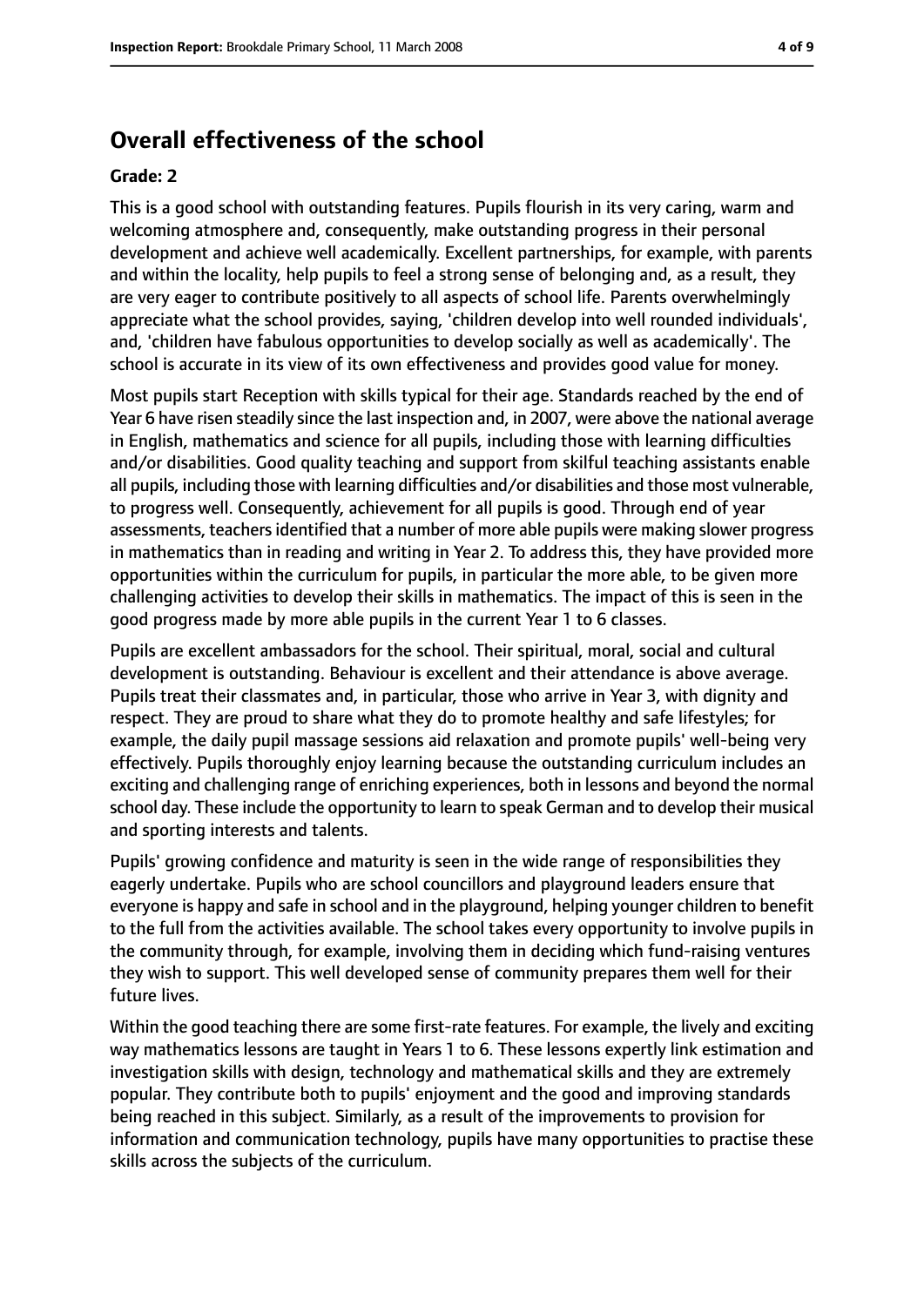## Overall effectiveness of the school

**Grade: 2**

This is a good school with outstanding features. Pupils flourish in its very caring, warm and welcoming atmosphere and, consequently, make outstanding progress in their personal development and achieve well academically. Excellent partnerships, for example, with parents and within the locality, help pupils to feel a strong sense of belonging and, as a result, they are very eager to contribute positively to all aspects of school life. Parents overwhelmingly appreciate what the school provides, saying, 'children develop into well rounded individuals', and, 'children have fabulous opportunities to develop socially as well as academically'. The school is accurate in its view of its own effectiveness and provides good value for money.

Most pupils start Reception with skills typical for their age. Standards reached by the end of Year 6 have risen steadily since the last inspection and, in 2007, were above the national average in English, mathematics and science for all pupils, including those with learning difficulties and/or disabilities. Good quality teaching and support from skilful teaching assistants enable all pupils, including those with learning difficulties and/or disabilities and those most vulnerable, to progress well. Consequently, achievement for all pupils is good. Through end of year assessments, teachers identified that a number of more able pupils were making slower progress in mathematics than in reading and writing in Year 2. To address this, they have provided more opportunities within the curriculum for pupils, in particular the more able, to be given more challenging activities to develop their skills in mathematics. The impact of this is seen in the good progress made by more able pupils in the current Year 1 to 6 classes.

Pupils are excellent ambassadors for the school. Their spiritual, moral, social and cultural development is outstanding. Behaviour is excellent and their attendance is above average. Pupils treat their classmates and, in particular, those who arrive in Year 3, with dignity and respect. They are proud to share what they do to promote healthy and safe lifestyles; for example, the daily pupil massage sessions aid relaxation and promote pupils' well-being very effectively. Pupils thoroughly enjoy learning because the outstanding curriculum includes an exciting and challenging range of enriching experiences, both in lessons and beyond the normal school day. These include the opportunity to learn to speak German and to develop their musical and sporting interests and talents.

Pupils' growing confidence and maturity is seen in the wide range of responsibilities they eagerly undertake. Pupils who are school councillors and playground leaders ensure that everyone is happy and safe in school and in the playground, helping younger children to benefit to the full from the activities available. The school takes every opportunity to involve pupils in the community through, for example, involving them in deciding which fund-raising ventures they wish to support. This well developed sense of community prepares them well for their future lives.

Within the good teaching there are some first-rate features. For example, the lively and exciting way mathematics lessons are taught in Years 1 to 6. These lessons expertly link estimation and investigation skills with design, technology and mathematical skills and they are extremely popular. They contribute both to pupils' enjoyment and the good and improving standards being reached in this subject. Similarly, as a result of the improvements to provision for information and communication technology, pupils have many opportunities to practise these skills across the subjects of the curriculum.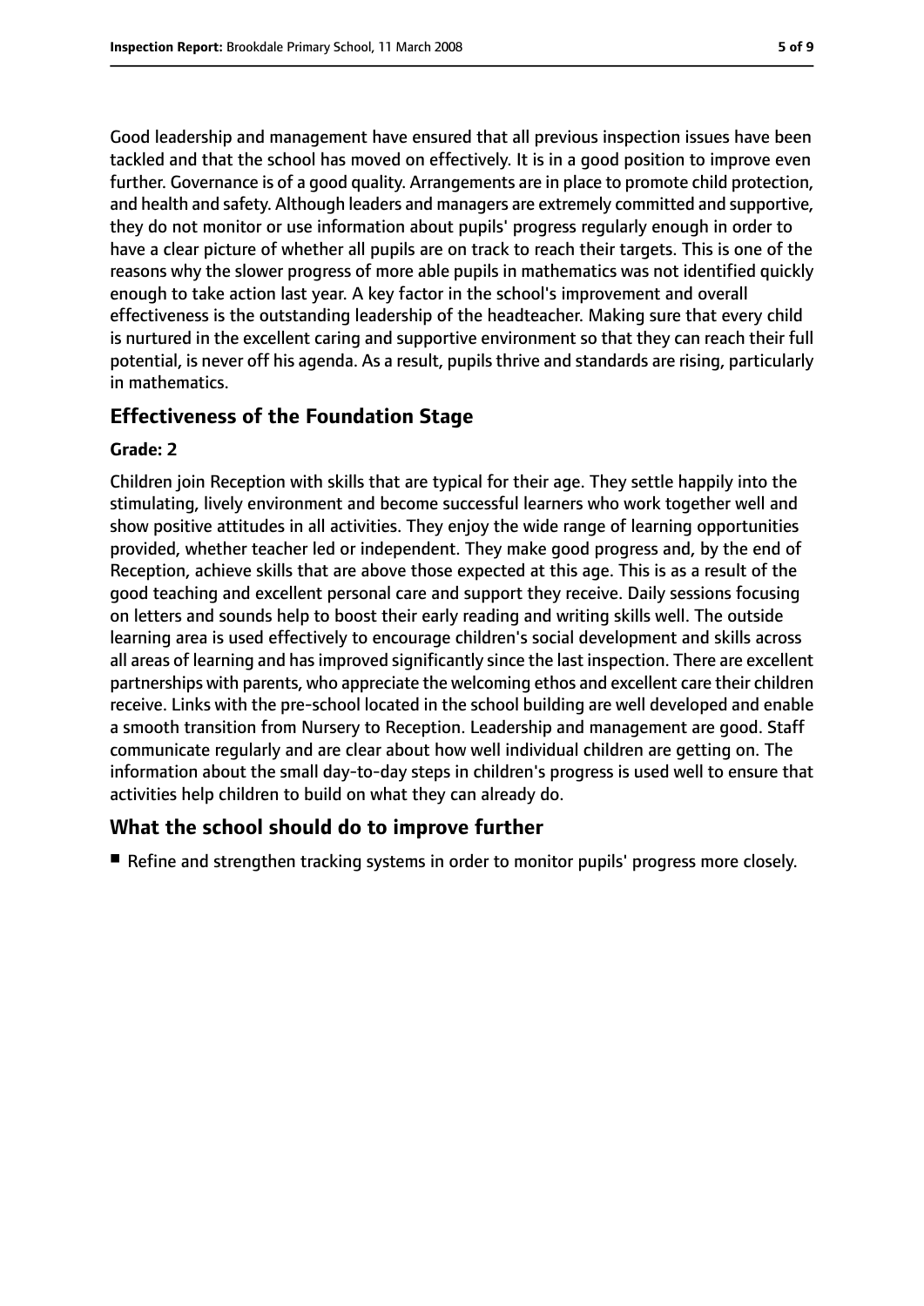Good leadership and management have ensured that all previous inspection issues have been tackled and that the school has moved on effectively. It is in a good position to improve even further. Governance is of a good quality. Arrangements are in place to promote child protection, and health and safety. Although leaders and managers are extremely committed and supportive, they do not monitor or use information about pupils' progress regularly enough in order to have a clear picture of whether all pupils are on track to reach their targets. This is one of the reasons why the slower progress of more able pupils in mathematics was not identified quickly enough to take action last year. A key factor in the school's improvement and overall effectiveness is the outstanding leadership of the headteacher. Making sure that every child is nurtured in the excellent caring and supportive environment so that they can reach their full potential, is never off his agenda. As a result, pupils thrive and standards are rising, particularly in mathematics.

## Effectiveness of the Foundation Stage

**Grade: 2**

Children join Reception with skills that are typical for their age. They settle happily into the stimulating, lively environment and become successful learners who work together well and show positive attitudes in all activities. They enjoy the wide range of learning opportunities provided, whether teacher led or independent. They make good progress and, by the end of Reception, achieve skills that are above those expected at this age. This is as a result of the good teaching and excellent personal care and support they receive. Daily sessions focusing on letters and sounds help to boost their early reading and writing skills well. The outside learning area is used effectively to encourage children's social development and skills across all areas of learning and has improved significantly since the last inspection. There are excellent partnerships with parents, who appreciate the welcoming ethos and excellent care their children receive. Links with the pre-school located in the school building are well developed and enable a smooth transition from Nursery to Reception. Leadership and management are good. Staff communicate regularly and are clear about how well individual children are getting on. The information about the small day-to-day steps in children's progress is used well to ensure that activities help children to build on what they can already do.

## What the school should do to improve further

- Refine and strengthen tracking systems in order to monitor pupils' progress more closely.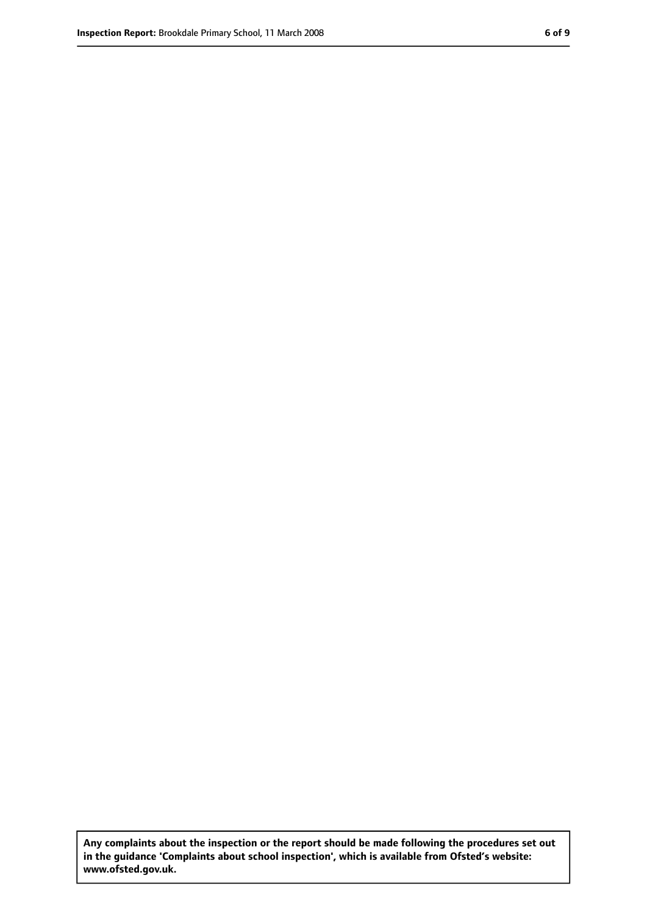**Any complaints about the inspection or the report should be made following the procedures set out in the guidance 'Complaints about school inspection', which is available from Ofsted's website: www.ofsted.gov.uk.**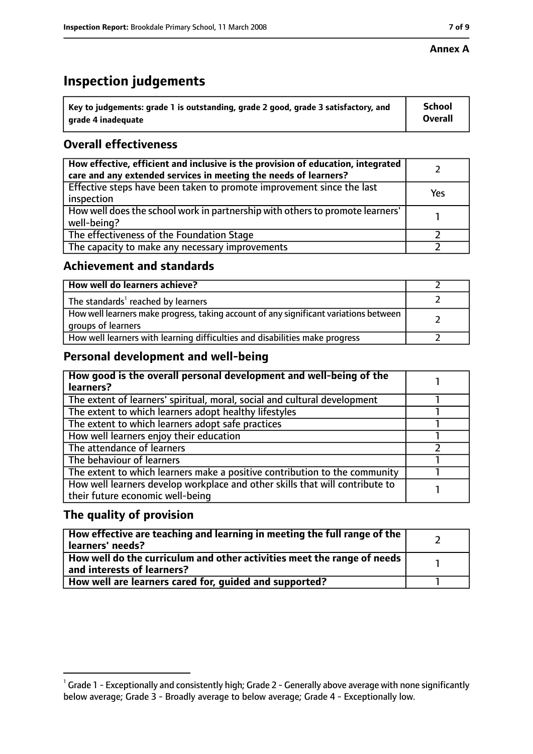**Annex A**

# Inspection judgements

| Key to judgements: grade 1 is outstanding, grade 2 good, grade 3 satisfactory, and grade 4 inadequate | School Overall |
| --- | --- |

## Overall effectiveness

| | |
| --- | --- |
| How effective, efficient and inclusive is the provision of education, integrated care and any extended services in meeting the needs of learners? | 2 |
| Effective steps have been taken to promote improvement since the last inspection | Yes |
| How well does the school work in partnership with others to promote learners' well-being? | 1 |
| The effectiveness of the Foundation Stage | 2 |
| The capacity to make any necessary improvements | 2 |

## Achievement and standards

| | |
| --- | --- |
| How well do learners achieve? | 2 |
| The standards[1] reached by learners | 2 |
| How well learners make progress, taking account of any significant variations between groups of learners | 2 |
| How well learners with learning difficulties and disabilities make progress | 2 |

## Personal development and well-being

| | |
| --- | --- |
| How good is the overall personal development and well-being of the learners? | 1 |
| The extent of learners' spiritual, moral, social and cultural development | 1 |
| The extent to which learners adopt healthy lifestyles | 1 |
| The extent to which learners adopt safe practices | 1 |
| How well learners enjoy their education | 1 |
| The attendance of learners | 2 |
| The behaviour of learners | 1 |
| The extent to which learners make a positive contribution to the community | 1 |
| How well learners develop workplace and other skills that will contribute to their future economic well-being | 1 |

## The quality of provision

| | |
| --- | --- |
| How effective are teaching and learning in meeting the full range of the learners' needs? | 2 |
| How well do the curriculum and other activities meet the range of needs and interests of learners? | 1 |
| How well are learners cared for, guided and supported? | 1 |

[1] Grade 1 - Exceptionally and consistently high; Grade 2 - Generally above average with none significantly below average; Grade 3 - Broadly average to below average; Grade 4 - Exceptionally low.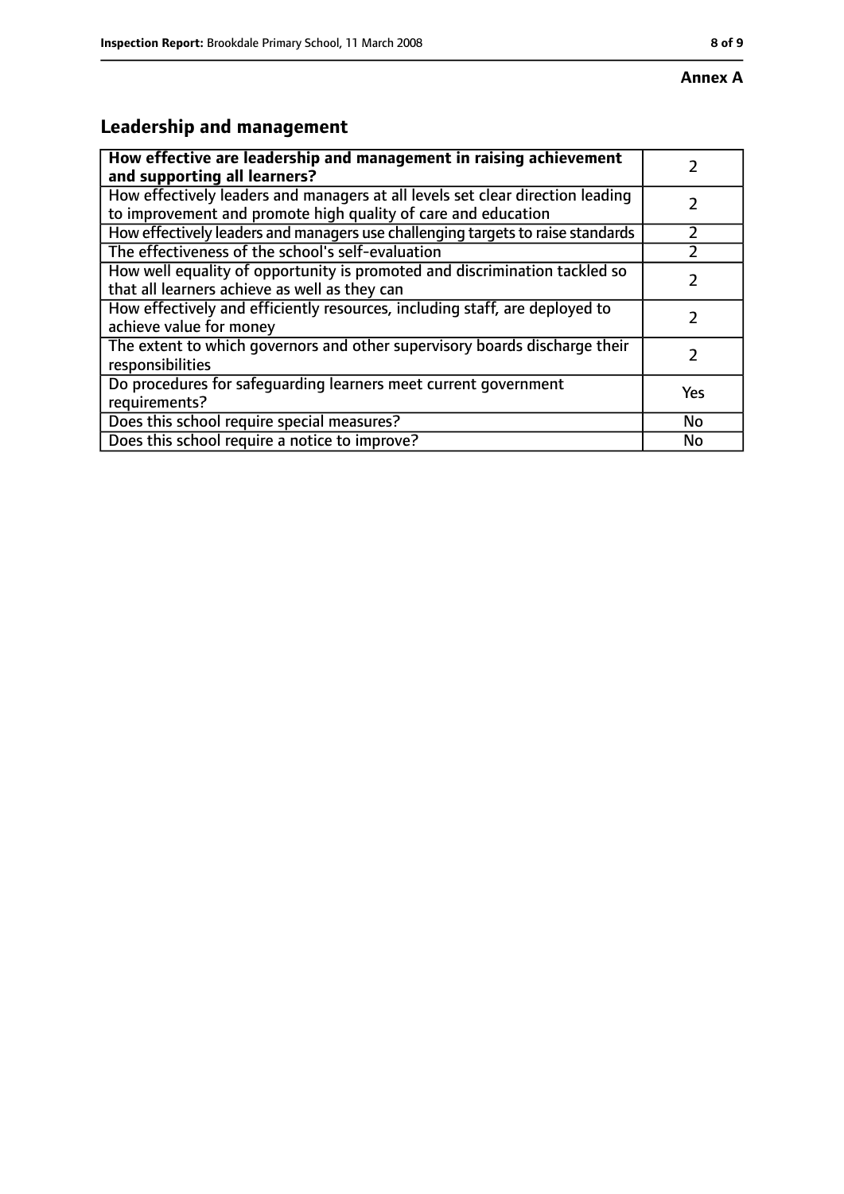**Annex A**

## Leadership and management

| **How effective are leadership and management in raising achievement and supporting all learners?** | 2 |
|---|---|
| How effectively leaders and managers at all levels set clear direction leading to improvement and promote high quality of care and education | 2 |
| How effectively leaders and managers use challenging targets to raise standards | 2 |
| The effectiveness of the school's self-evaluation | 2 |
| How well equality of opportunity is promoted and discrimination tackled so that all learners achieve as well as they can | 2 |
| How effectively and efficiently resources, including staff, are deployed to achieve value for money | 2 |
| The extent to which governors and other supervisory boards discharge their responsibilities | 2 |
| Do procedures for safeguarding learners meet current government requirements? | Yes |
| Does this school require special measures? | No |
| Does this school require a notice to improve? | No |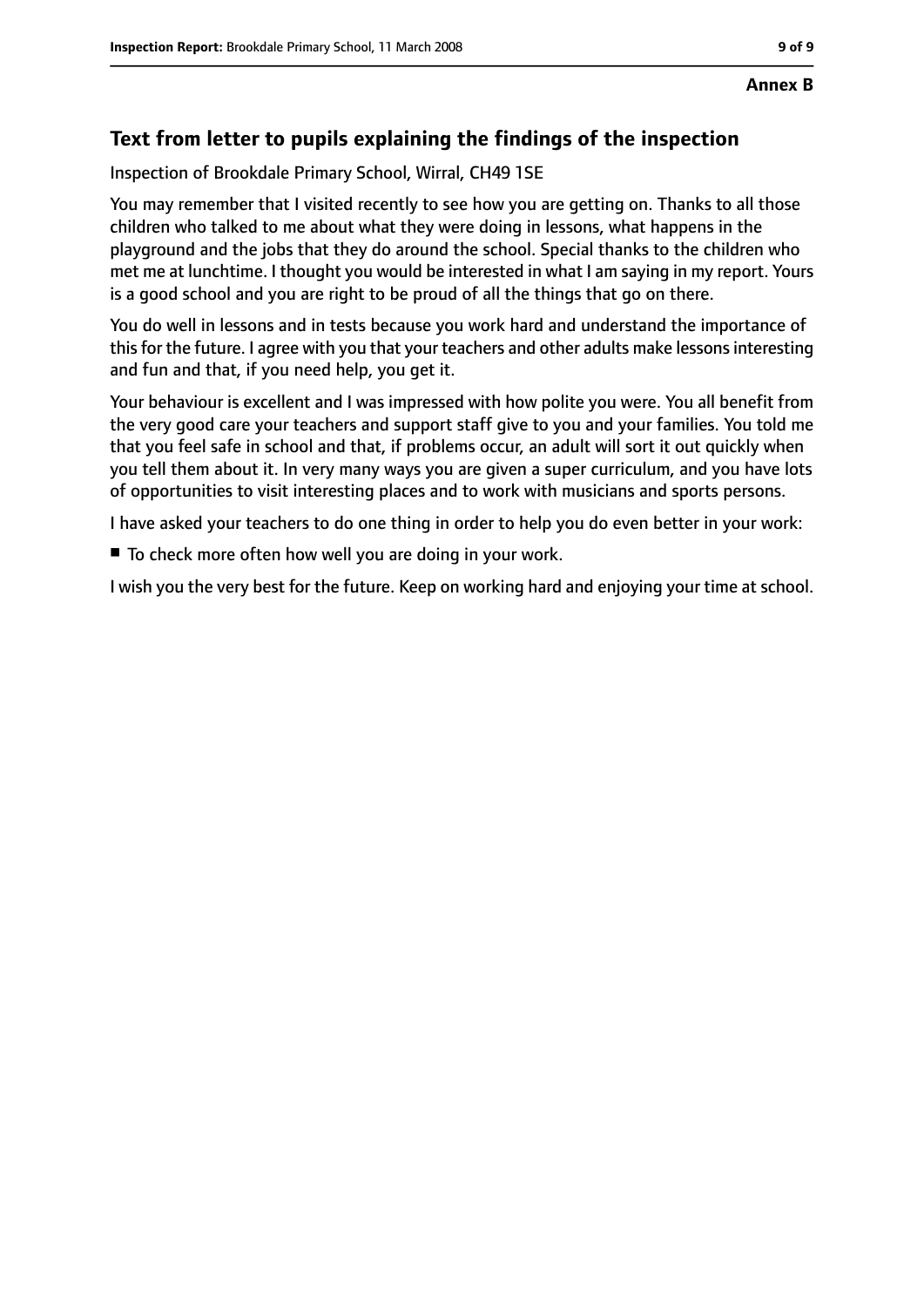**Annex B**

## Text from letter to pupils explaining the findings of the inspection

Inspection of Brookdale Primary School, Wirral, CH49 1SE

You may remember that I visited recently to see how you are getting on. Thanks to all those children who talked to me about what they were doing in lessons, what happens in the playground and the jobs that they do around the school. Special thanks to the children who met me at lunchtime. I thought you would be interested in what I am saying in my report. Yours is a good school and you are right to be proud of all the things that go on there.

You do well in lessons and in tests because you work hard and understand the importance of this for the future. I agree with you that your teachers and other adults make lessons interesting and fun and that, if you need help, you get it.

Your behaviour is excellent and I was impressed with how polite you were. You all benefit from the very good care your teachers and support staff give to you and your families. You told me that you feel safe in school and that, if problems occur, an adult will sort it out quickly when you tell them about it. In very many ways you are given a super curriculum, and you have lots of opportunities to visit interesting places and to work with musicians and sports persons.

I have asked your teachers to do one thing in order to help you do even better in your work:

- To check more often how well you are doing in your work.

I wish you the very best for the future. Keep on working hard and enjoying your time at school.